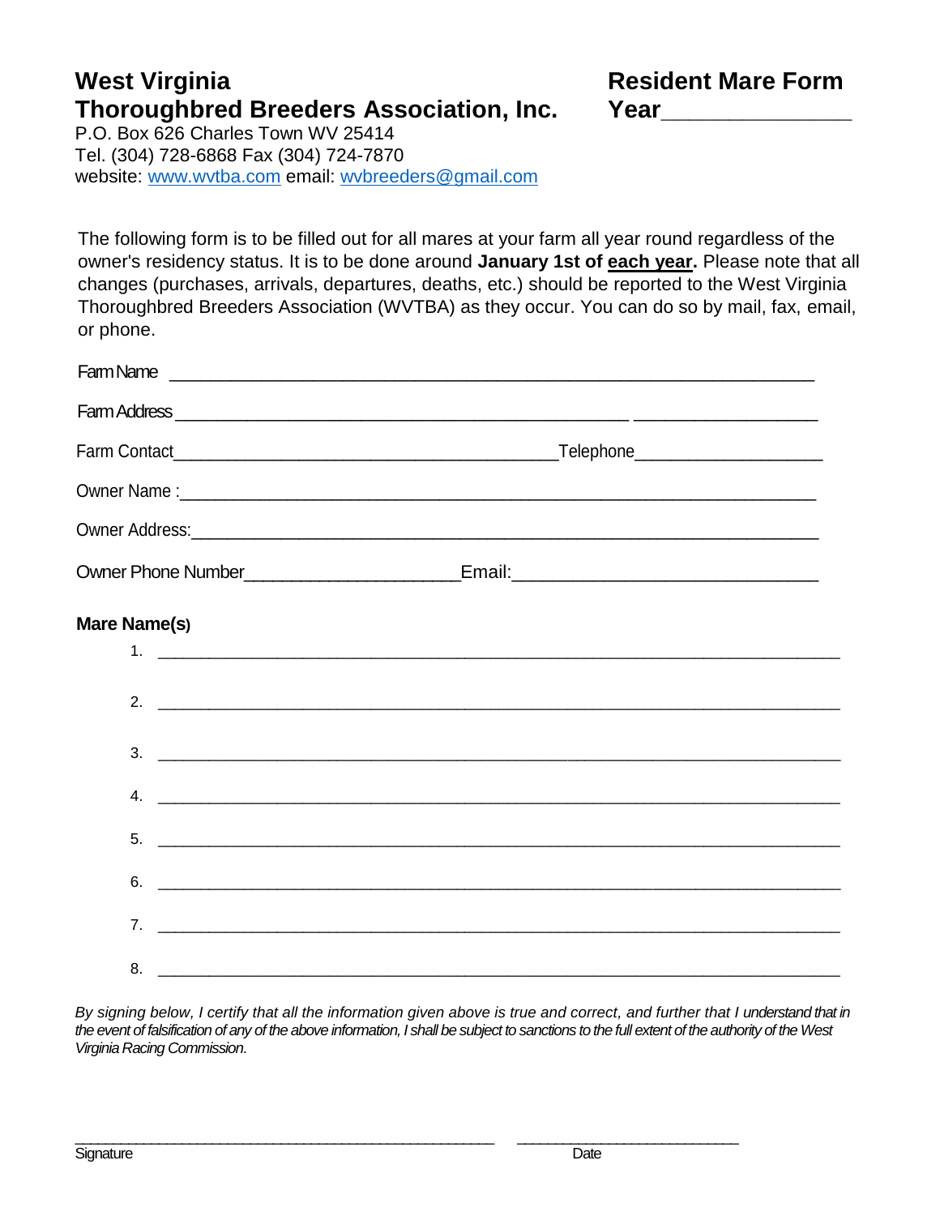# West Virginia Thoroughbred Breeders Association, Inc.

P.O. Box 626 Charles Town WV 25414
Tel. (304) 728-6868 Fax (304) 724-7870
website: www.wvtba.com email: wvbreeders@gmail.com

# Resident Mare Form

**Year**_______________

The following form is to be filled out for all mares at your farm all year round regardless of the owner's residency status. It is to be done around **January 1st of each year.** Please note that all changes (purchases, arrivals, departures, deaths, etc.) should be reported to the West Virginia Thoroughbred Breeders Association (WVTBA) as they occur. You can do so by mail, fax, email, or phone.

Farm Name ____________________________________________________________

Farm Address ____________________________________________ __________________

Farm Contact______________________________________Telephone__________________

Owner Name :______________________________________________________________

Owner Address:_____________________________________________________________

Owner Phone Number_____________________Email:____________________________

**Mare Name(s)**

1. ______________________________________________________________________
2. ______________________________________________________________________
3. ______________________________________________________________________
4. ______________________________________________________________________
5. ______________________________________________________________________
6. ______________________________________________________________________
7. ______________________________________________________________________
8. ______________________________________________________________________

*By signing below, I certify that all the information given above is true and correct, and further that I understand that in the event of falsification of any of the above information, I shall be subject to sanctions to the full extent of the authority of the West Virginia Racing Commission.*

_______________________________________________ ________________________
Signature Date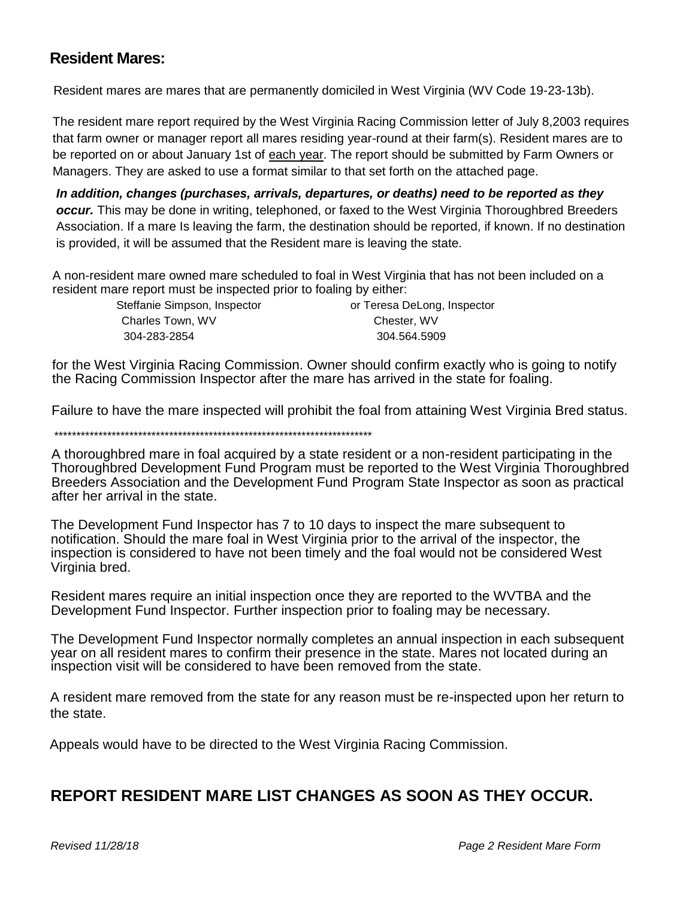## Resident Mares:

Resident mares are mares that are permanently domiciled in West Virginia (WV Code 19-23-13b).

The resident mare report required by the West Virginia Racing Commission letter of July 8,2003 requires that farm owner or manager report all mares residing year-round at their farm(s). Resident mares are to be reported on or about January 1st of each year. The report should be submitted by Farm Owners or Managers. They are asked to use a format similar to that set forth on the attached page.

***In addition, changes (purchases, arrivals, departures, or deaths) need to be reported as they occur.*** This may be done in writing, telephoned, or faxed to the West Virginia Thoroughbred Breeders Association. If a mare Is leaving the farm, the destination should be reported, if known. If no destination is provided, it will be assumed that the Resident mare is leaving the state.

A non-resident mare owned mare scheduled to foal in West Virginia that has not been included on a resident mare report must be inspected prior to foaling by either:

| | |
|---|---|
| Steffanie Simpson, Inspector | or Teresa DeLong, Inspector |
| Charles Town, WV | Chester, WV |
| 304-283-2854 | 304.564.5909 |

for the West Virginia Racing Commission. Owner should confirm exactly who is going to notify the Racing Commission Inspector after the mare has arrived in the state for foaling.

Failure to have the mare inspected will prohibit the foal from attaining West Virginia Bred status.

*************************************************************************

A thoroughbred mare in foal acquired by a state resident or a non-resident participating in the Thoroughbred Development Fund Program must be reported to the West Virginia Thoroughbred Breeders Association and the Development Fund Program State Inspector as soon as practical after her arrival in the state.

The Development Fund Inspector has 7 to 10 days to inspect the mare subsequent to notification. Should the mare foal in West Virginia prior to the arrival of the inspector, the inspection is considered to have not been timely and the foal would not be considered West Virginia bred.

Resident mares require an initial inspection once they are reported to the WVTBA and the Development Fund Inspector. Further inspection prior to foaling may be necessary.

The Development Fund Inspector normally completes an annual inspection in each subsequent year on all resident mares to confirm their presence in the state. Mares not located during an inspection visit will be considered to have been removed from the state.

A resident mare removed from the state for any reason must be re-inspected upon her return to the state.

Appeals would have to be directed to the West Virginia Racing Commission.

## REPORT RESIDENT MARE LIST CHANGES AS SOON AS THEY OCCUR.

*Revised 11/28/18* *Page 2 Resident Mare Form*